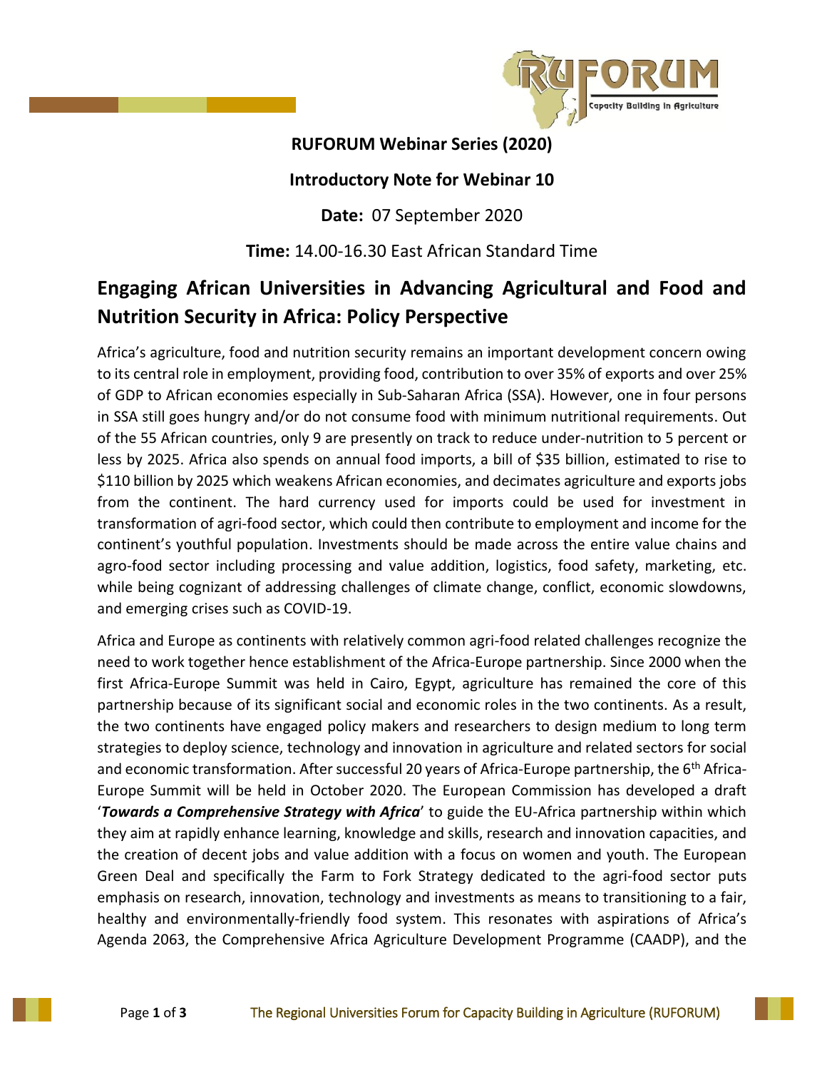**RUFORUM Webinar Series (2020)**

**Introductory Note for Webinar 10**

**Date:** 07 September 2020

**Time:** 14.00-16.30 East African Standard Time

## Engaging African Universities in Advancing Agricultural and Food and Nutrition Security in Africa: Policy Perspective

Africa's agriculture, food and nutrition security remains an important development concern owing to its central role in employment, providing food, contribution to over 35% of exports and over 25% of GDP to African economies especially in Sub-Saharan Africa (SSA). However, one in four persons in SSA still goes hungry and/or do not consume food with minimum nutritional requirements. Out of the 55 African countries, only 9 are presently on track to reduce under-nutrition to 5 percent or less by 2025. Africa also spends on annual food imports, a bill of $35 billion, estimated to rise to $110 billion by 2025 which weakens African economies, and decimates agriculture and exports jobs from the continent. The hard currency used for imports could be used for investment in transformation of agri-food sector, which could then contribute to employment and income for the continent's youthful population. Investments should be made across the entire value chains and agro-food sector including processing and value addition, logistics, food safety, marketing, etc. while being cognizant of addressing challenges of climate change, conflict, economic slowdowns, and emerging crises such as COVID-19.

Africa and Europe as continents with relatively common agri-food related challenges recognize the need to work together hence establishment of the Africa-Europe partnership. Since 2000 when the first Africa-Europe Summit was held in Cairo, Egypt, agriculture has remained the core of this partnership because of its significant social and economic roles in the two continents. As a result, the two continents have engaged policy makers and researchers to design medium to long term strategies to deploy science, technology and innovation in agriculture and related sectors for social and economic transformation. After successful 20 years of Africa-Europe partnership, the 6th Africa-Europe Summit will be held in October 2020. The European Commission has developed a draft '***Towards a Comprehensive Strategy with Africa***' to guide the EU-Africa partnership within which they aim at rapidly enhance learning, knowledge and skills, research and innovation capacities, and the creation of decent jobs and value addition with a focus on women and youth. The European Green Deal and specifically the Farm to Fork Strategy dedicated to the agri-food sector puts emphasis on research, innovation, technology and investments as means to transitioning to a fair, healthy and environmentally-friendly food system. This resonates with aspirations of Africa's Agenda 2063, the Comprehensive Africa Agriculture Development Programme (CAADP), and the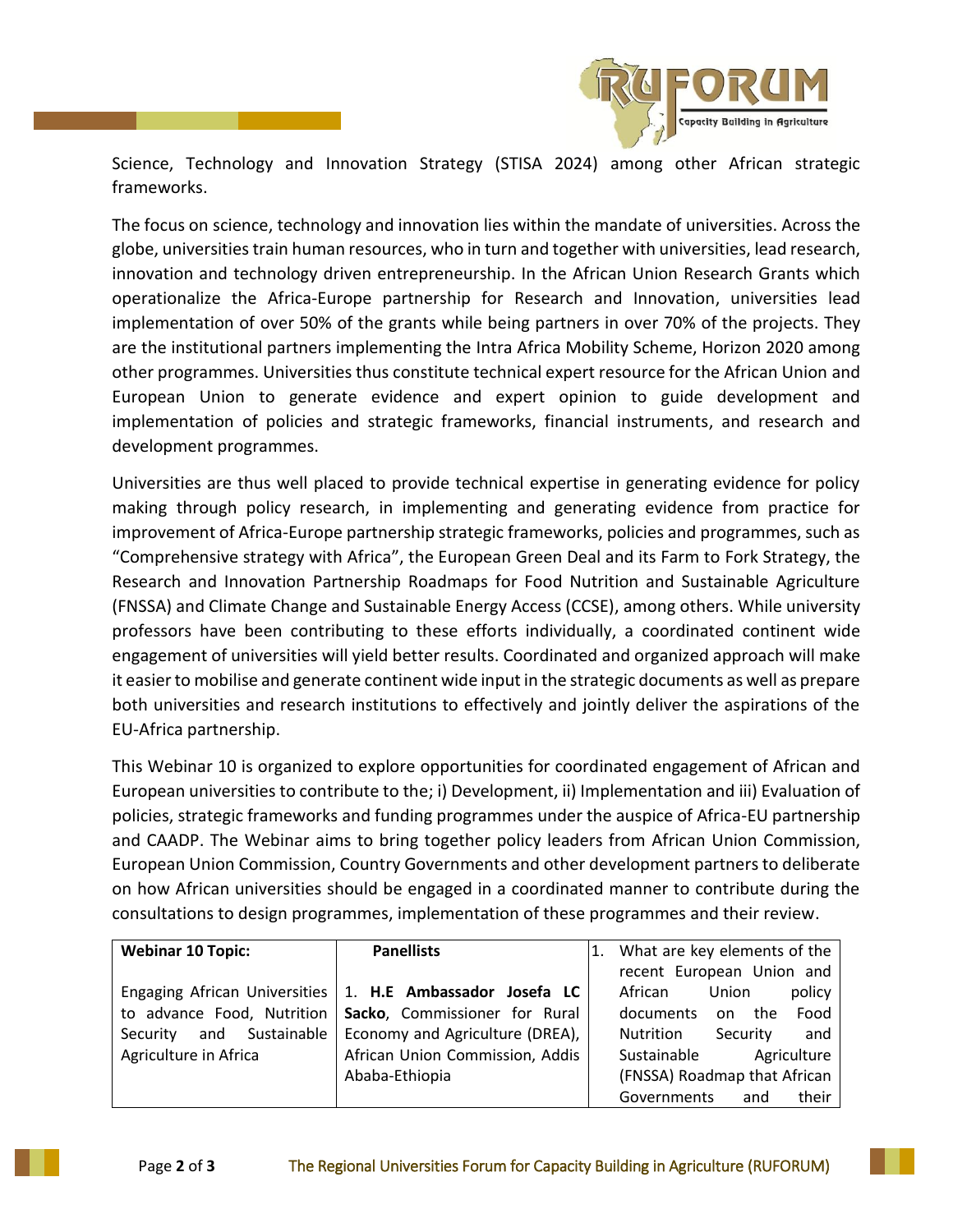Science, Technology and Innovation Strategy (STISA 2024) among other African strategic frameworks.

The focus on science, technology and innovation lies within the mandate of universities. Across the globe, universities train human resources, who in turn and together with universities, lead research, innovation and technology driven entrepreneurship. In the African Union Research Grants which operationalize the Africa-Europe partnership for Research and Innovation, universities lead implementation of over 50% of the grants while being partners in over 70% of the projects. They are the institutional partners implementing the Intra Africa Mobility Scheme, Horizon 2020 among other programmes. Universities thus constitute technical expert resource for the African Union and European Union to generate evidence and expert opinion to guide development and implementation of policies and strategic frameworks, financial instruments, and research and development programmes.

Universities are thus well placed to provide technical expertise in generating evidence for policy making through policy research, in implementing and generating evidence from practice for improvement of Africa-Europe partnership strategic frameworks, policies and programmes, such as "Comprehensive strategy with Africa", the European Green Deal and its Farm to Fork Strategy, the Research and Innovation Partnership Roadmaps for Food Nutrition and Sustainable Agriculture (FNSSA) and Climate Change and Sustainable Energy Access (CCSE), among others. While university professors have been contributing to these efforts individually, a coordinated continent wide engagement of universities will yield better results. Coordinated and organized approach will make it easier to mobilise and generate continent wide input in the strategic documents as well as prepare both universities and research institutions to effectively and jointly deliver the aspirations of the EU-Africa partnership.

This Webinar 10 is organized to explore opportunities for coordinated engagement of African and European universities to contribute to the; i) Development, ii) Implementation and iii) Evaluation of policies, strategic frameworks and funding programmes under the auspice of Africa-EU partnership and CAADP. The Webinar aims to bring together policy leaders from African Union Commission, European Union Commission, Country Governments and other development partners to deliberate on how African universities should be engaged in a coordinated manner to contribute during the consultations to design programmes, implementation of these programmes and their review.

| **Webinar 10 Topic:** | **Panellists** | |
|---|---|---|
| Engaging African Universities to advance Food, Nutrition Security and Sustainable Agriculture in Africa | 1. **H.E Ambassador Josefa LC Sacko**, Commissioner for Rural Economy and Agriculture (DREA), African Union Commission, Addis Ababa-Ethiopia | 1. What are key elements of the recent European Union and African Union policy documents on the Food Nutrition Security and Sustainable Agriculture (FNSSA) Roadmap that African Governments and their |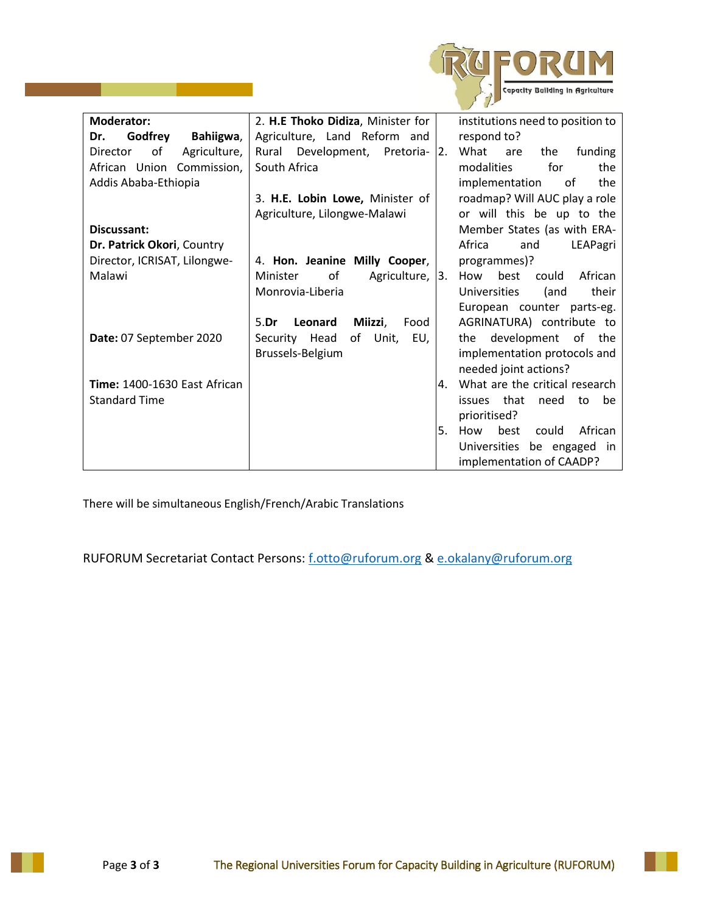| | | |
|---|---|---|
| **Moderator:**<br>**Dr. Godfrey Bahiigwa**, Director of Agriculture, African Union Commission, Addis Ababa-Ethiopia<br><br>**Discussant:**<br>**Dr. Patrick Okori**, Country Director, ICRISAT, Lilongwe-Malawi<br><br>**Date:** 07 September 2020<br><br>**Time:** 1400-1630 East African Standard Time | 2. **H.E Thoko Didiza**, Minister for Agriculture, Land Reform and Rural Development, Pretoria-South Africa<br><br>3. **H.E. Lobin Lowe,** Minister of Agriculture, Lilongwe-Malawi<br><br>4. **Hon. Jeanine Milly Cooper**, Minister of Agriculture, Monrovia-Liberia<br><br>5.**Dr Leonard Miizzi**, Food Security Head of Unit, EU, Brussels-Belgium | institutions need to position to respond to?<br>2. What are the funding modalities for the implementation of the roadmap? Will AUC play a role or will this be up to the Member States (as with ERA-Africa and LEAPagri programmes)?<br>3. How best could African Universities (and their European counter parts-eg. AGRINATURA) contribute to the development of the implementation protocols and needed joint actions?<br>4. What are the critical research issues that need to be prioritised?<br>5. How best could African Universities be engaged in implementation of CAADP? |

There will be simultaneous English/French/Arabic Translations

RUFORUM Secretariat Contact Persons: f.otto@ruforum.org & e.okalany@ruforum.org